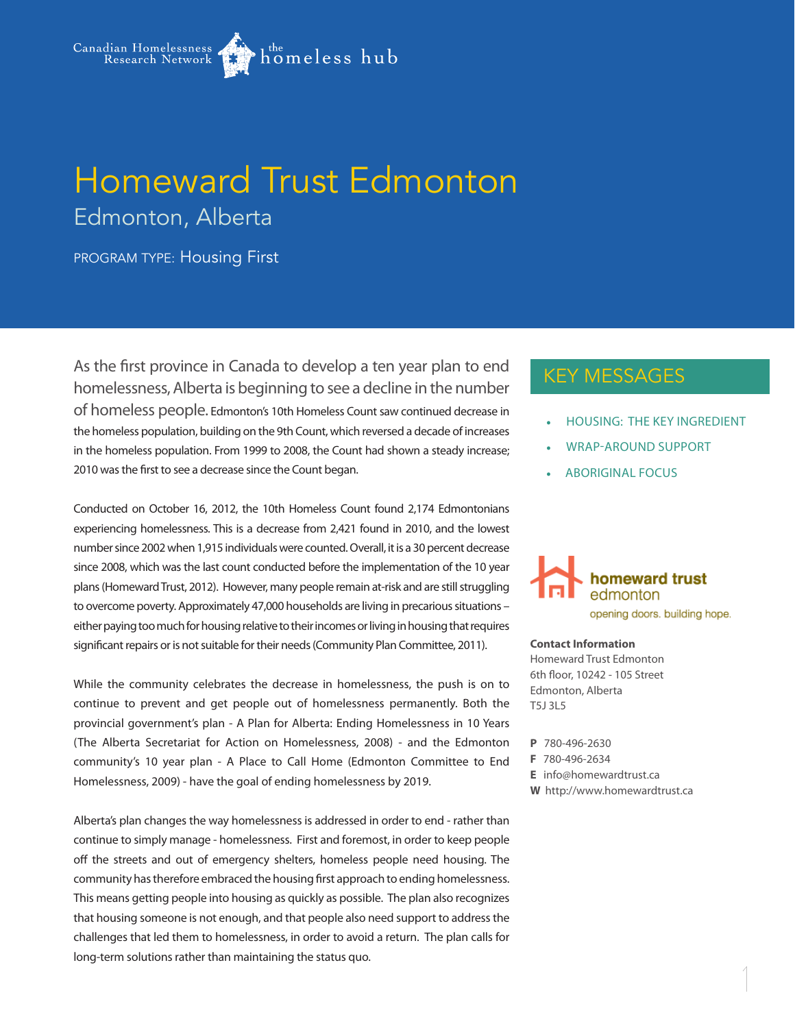Canadian Homelessness Research Network — the homeless hub

# Homeward Trust Edmonton

## Edmonton, Alberta

PROGRAM TYPE: Housing First

As the first province in Canada to develop a ten year plan to end homelessness, Alberta is beginning to see a decline in the number of homeless people. Edmonton's 10th Homeless Count saw continued decrease in the homeless population, building on the 9th Count, which reversed a decade of increases in the homeless population. From 1999 to 2008, the Count had shown a steady increase; 2010 was the first to see a decrease since the Count began.

Conducted on October 16, 2012, the 10th Homeless Count found 2,174 Edmontonians experiencing homelessness. This is a decrease from 2,421 found in 2010, and the lowest number since 2002 when 1,915 individuals were counted. Overall, it is a 30 percent decrease since 2008, which was the last count conducted before the implementation of the 10 year plans (Homeward Trust, 2012). However, many people remain at-risk and are still struggling to overcome poverty. Approximately 47,000 households are living in precarious situations – either paying too much for housing relative to their incomes or living in housing that requires significant repairs or is not suitable for their needs (Community Plan Committee, 2011).

While the community celebrates the decrease in homelessness, the push is on to continue to prevent and get people out of homelessness permanently. Both the provincial government's plan - A Plan for Alberta: Ending Homelessness in 10 Years (The Alberta Secretariat for Action on Homelessness, 2008) - and the Edmonton community's 10 year plan - A Place to Call Home (Edmonton Committee to End Homelessness, 2009) - have the goal of ending homelessness by 2019.

Alberta's plan changes the way homelessness is addressed in order to end - rather than continue to simply manage - homelessness. First and foremost, in order to keep people off the streets and out of emergency shelters, homeless people need housing. The community has therefore embraced the housing first approach to ending homelessness. This means getting people into housing as quickly as possible. The plan also recognizes that housing someone is not enough, and that people also need support to address the challenges that led them to homelessness, in order to avoid a return. The plan calls for long-term solutions rather than maintaining the status quo.

## KEY MESSAGES

- HOUSING: THE KEY INGREDIENT
- WRAP-AROUND SUPPORT
- ABORIGINAL FOCUS

homeward trust edmonton
opening doors. building hope.

**Contact Information**
Homeward Trust Edmonton
6th floor, 10242 - 105 Street
Edmonton, Alberta
T5J 3L5

**P** 780-496-2630
**F** 780-496-2634
**E** info@homewardtrust.ca
**W** http://www.homewardtrust.ca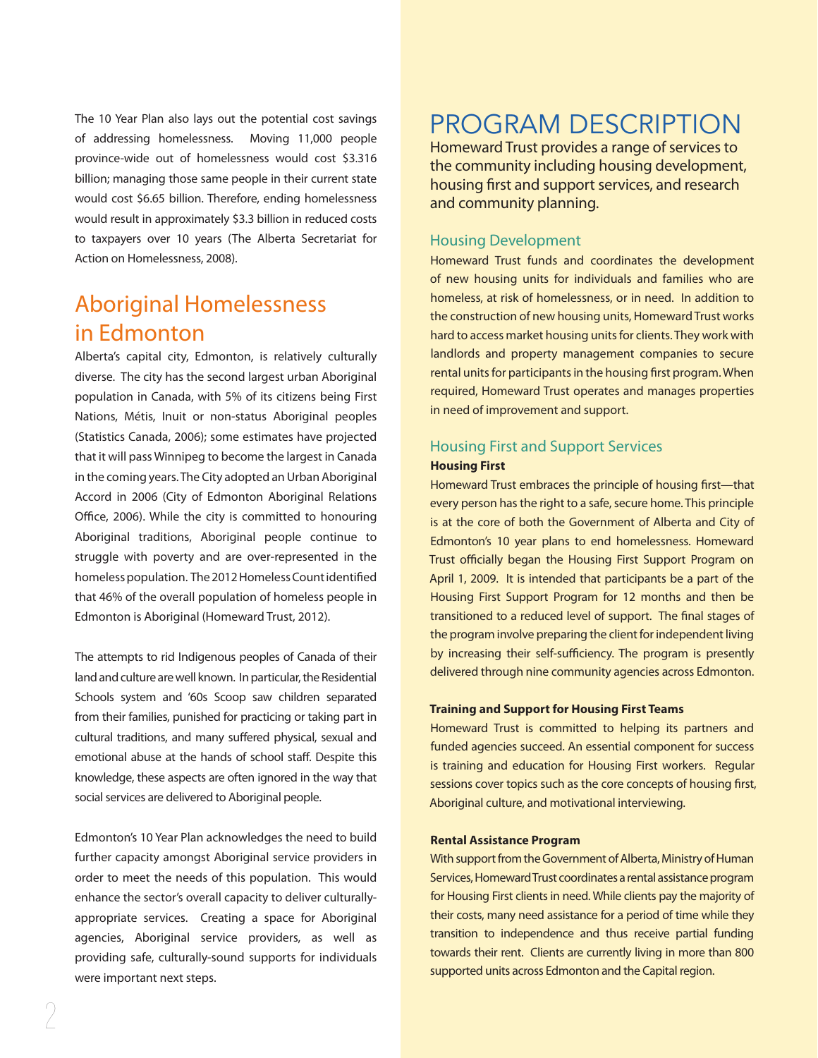The 10 Year Plan also lays out the potential cost savings of addressing homelessness. Moving 11,000 people province-wide out of homelessness would cost $3.316 billion; managing those same people in their current state would cost $6.65 billion. Therefore, ending homelessness would result in approximately $3.3 billion in reduced costs to taxpayers over 10 years (The Alberta Secretariat for Action on Homelessness, 2008).

## Aboriginal Homelessness in Edmonton

Alberta's capital city, Edmonton, is relatively culturally diverse. The city has the second largest urban Aboriginal population in Canada, with 5% of its citizens being First Nations, Métis, Inuit or non-status Aboriginal peoples (Statistics Canada, 2006); some estimates have projected that it will pass Winnipeg to become the largest in Canada in the coming years. The City adopted an Urban Aboriginal Accord in 2006 (City of Edmonton Aboriginal Relations Office, 2006). While the city is committed to honouring Aboriginal traditions, Aboriginal people continue to struggle with poverty and are over-represented in the homeless population. The 2012 Homeless Count identified that 46% of the overall population of homeless people in Edmonton is Aboriginal (Homeward Trust, 2012).

The attempts to rid Indigenous peoples of Canada of their land and culture are well known. In particular, the Residential Schools system and '60s Scoop saw children separated from their families, punished for practicing or taking part in cultural traditions, and many suffered physical, sexual and emotional abuse at the hands of school staff. Despite this knowledge, these aspects are often ignored in the way that social services are delivered to Aboriginal people.

Edmonton's 10 Year Plan acknowledges the need to build further capacity amongst Aboriginal service providers in order to meet the needs of this population. This would enhance the sector's overall capacity to deliver culturally-appropriate services. Creating a space for Aboriginal agencies, Aboriginal service providers, as well as providing safe, culturally-sound supports for individuals were important next steps.

# PROGRAM DESCRIPTION

Homeward Trust provides a range of services to the community including housing development, housing first and support services, and research and community planning.

## Housing Development

Homeward Trust funds and coordinates the development of new housing units for individuals and families who are homeless, at risk of homelessness, or in need. In addition to the construction of new housing units, Homeward Trust works hard to access market housing units for clients. They work with landlords and property management companies to secure rental units for participants in the housing first program. When required, Homeward Trust operates and manages properties in need of improvement and support.

## Housing First and Support Services

### Housing First

Homeward Trust embraces the principle of housing first—that every person has the right to a safe, secure home. This principle is at the core of both the Government of Alberta and City of Edmonton's 10 year plans to end homelessness. Homeward Trust officially began the Housing First Support Program on April 1, 2009. It is intended that participants be a part of the Housing First Support Program for 12 months and then be transitioned to a reduced level of support. The final stages of the program involve preparing the client for independent living by increasing their self-sufficiency. The program is presently delivered through nine community agencies across Edmonton.

### Training and Support for Housing First Teams

Homeward Trust is committed to helping its partners and funded agencies succeed. An essential component for success is training and education for Housing First workers. Regular sessions cover topics such as the core concepts of housing first, Aboriginal culture, and motivational interviewing.

### Rental Assistance Program

With support from the Government of Alberta, Ministry of Human Services, Homeward Trust coordinates a rental assistance program for Housing First clients in need. While clients pay the majority of their costs, many need assistance for a period of time while they transition to independence and thus receive partial funding towards their rent. Clients are currently living in more than 800 supported units across Edmonton and the Capital region.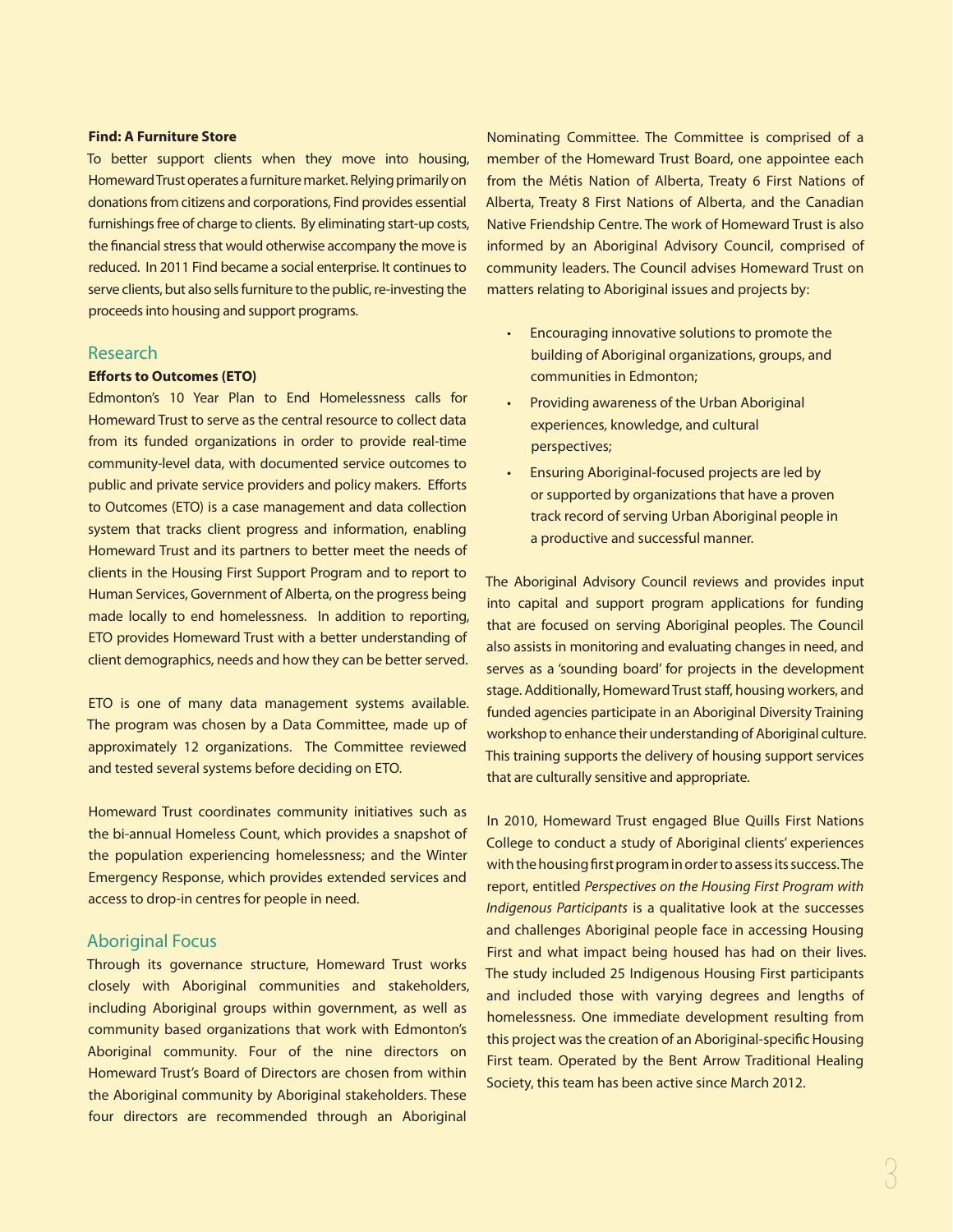### Find: A Furniture Store

To better support clients when they move into housing, Homeward Trust operates a furniture market. Relying primarily on donations from citizens and corporations, Find provides essential furnishings free of charge to clients. By eliminating start-up costs, the financial stress that would otherwise accompany the move is reduced. In 2011 Find became a social enterprise. It continues to serve clients, but also sells furniture to the public, re-investing the proceeds into housing and support programs.

## Research

### Efforts to Outcomes (ETO)

Edmonton's 10 Year Plan to End Homelessness calls for Homeward Trust to serve as the central resource to collect data from its funded organizations in order to provide real-time community-level data, with documented service outcomes to public and private service providers and policy makers. Efforts to Outcomes (ETO) is a case management and data collection system that tracks client progress and information, enabling Homeward Trust and its partners to better meet the needs of clients in the Housing First Support Program and to report to Human Services, Government of Alberta, on the progress being made locally to end homelessness. In addition to reporting, ETO provides Homeward Trust with a better understanding of client demographics, needs and how they can be better served.

ETO is one of many data management systems available. The program was chosen by a Data Committee, made up of approximately 12 organizations. The Committee reviewed and tested several systems before deciding on ETO.

Homeward Trust coordinates community initiatives such as the bi-annual Homeless Count, which provides a snapshot of the population experiencing homelessness; and the Winter Emergency Response, which provides extended services and access to drop-in centres for people in need.

## Aboriginal Focus

Through its governance structure, Homeward Trust works closely with Aboriginal communities and stakeholders, including Aboriginal groups within government, as well as community based organizations that work with Edmonton's Aboriginal community. Four of the nine directors on Homeward Trust's Board of Directors are chosen from within the Aboriginal community by Aboriginal stakeholders. These four directors are recommended through an Aboriginal Nominating Committee. The Committee is comprised of a member of the Homeward Trust Board, one appointee each from the Métis Nation of Alberta, Treaty 6 First Nations of Alberta, Treaty 8 First Nations of Alberta, and the Canadian Native Friendship Centre. The work of Homeward Trust is also informed by an Aboriginal Advisory Council, comprised of community leaders. The Council advises Homeward Trust on matters relating to Aboriginal issues and projects by:

- Encouraging innovative solutions to promote the building of Aboriginal organizations, groups, and communities in Edmonton;
- Providing awareness of the Urban Aboriginal experiences, knowledge, and cultural perspectives;
- Ensuring Aboriginal-focused projects are led by or supported by organizations that have a proven track record of serving Urban Aboriginal people in a productive and successful manner.

The Aboriginal Advisory Council reviews and provides input into capital and support program applications for funding that are focused on serving Aboriginal peoples. The Council also assists in monitoring and evaluating changes in need, and serves as a 'sounding board' for projects in the development stage. Additionally, Homeward Trust staff, housing workers, and funded agencies participate in an Aboriginal Diversity Training workshop to enhance their understanding of Aboriginal culture. This training supports the delivery of housing support services that are culturally sensitive and appropriate.

In 2010, Homeward Trust engaged Blue Quills First Nations College to conduct a study of Aboriginal clients' experiences with the housing first program in order to assess its success. The report, entitled *Perspectives on the Housing First Program with Indigenous Participants* is a qualitative look at the successes and challenges Aboriginal people face in accessing Housing First and what impact being housed has had on their lives. The study included 25 Indigenous Housing First participants and included those with varying degrees and lengths of homelessness. One immediate development resulting from this project was the creation of an Aboriginal-specific Housing First team. Operated by the Bent Arrow Traditional Healing Society, this team has been active since March 2012.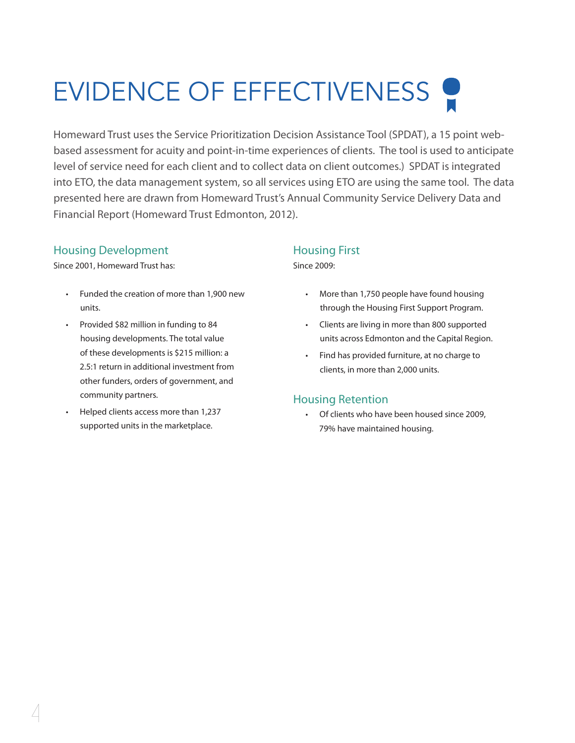# EVIDENCE OF EFFECTIVENESS

Homeward Trust uses the Service Prioritization Decision Assistance Tool (SPDAT), a 15 point web-based assessment for acuity and point-in-time experiences of clients. The tool is used to anticipate level of service need for each client and to collect data on client outcomes.) SPDAT is integrated into ETO, the data management system, so all services using ETO are using the same tool. The data presented here are drawn from Homeward Trust's Annual Community Service Delivery Data and Financial Report (Homeward Trust Edmonton, 2012).

## Housing Development

Since 2001, Homeward Trust has:

- Funded the creation of more than 1,900 new units.
- Provided $82 million in funding to 84 housing developments. The total value of these developments is $215 million: a 2.5:1 return in additional investment from other funders, orders of government, and community partners.
- Helped clients access more than 1,237 supported units in the marketplace.

## Housing First

Since 2009:

- More than 1,750 people have found housing through the Housing First Support Program.
- Clients are living in more than 800 supported units across Edmonton and the Capital Region.
- Find has provided furniture, at no charge to clients, in more than 2,000 units.

## Housing Retention

- Of clients who have been housed since 2009, 79% have maintained housing.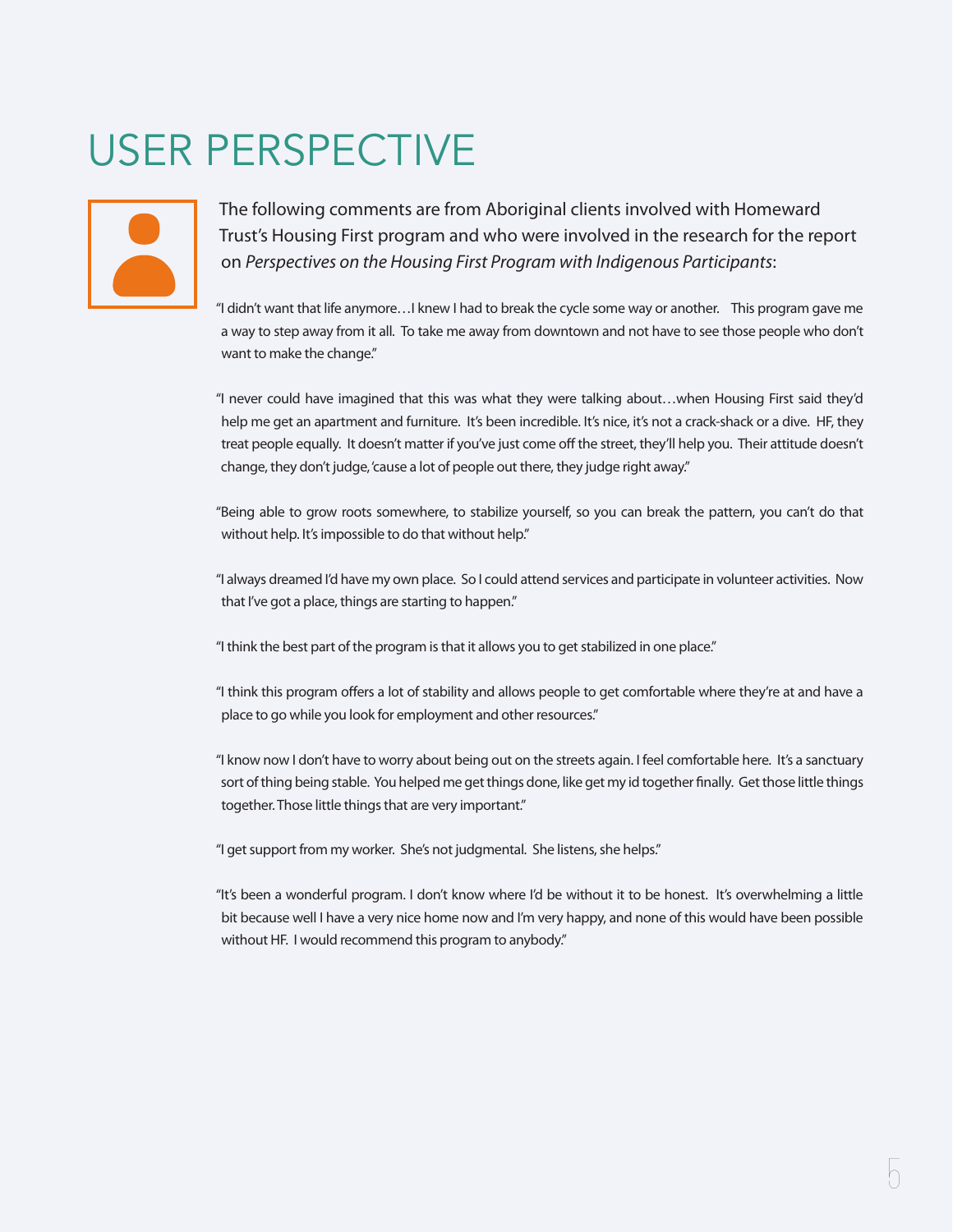# USER PERSPECTIVE

The following comments are from Aboriginal clients involved with Homeward Trust's Housing First program and who were involved in the research for the report on *Perspectives on the Housing First Program with Indigenous Participants*:

"I didn't want that life anymore…I knew I had to break the cycle some way or another. This program gave me a way to step away from it all. To take me away from downtown and not have to see those people who don't want to make the change."

"I never could have imagined that this was what they were talking about…when Housing First said they'd help me get an apartment and furniture. It's been incredible. It's nice, it's not a crack-shack or a dive. HF, they treat people equally. It doesn't matter if you've just come off the street, they'll help you. Their attitude doesn't change, they don't judge, 'cause a lot of people out there, they judge right away."

"Being able to grow roots somewhere, to stabilize yourself, so you can break the pattern, you can't do that without help. It's impossible to do that without help."

"I always dreamed I'd have my own place. So I could attend services and participate in volunteer activities. Now that I've got a place, things are starting to happen."

"I think the best part of the program is that it allows you to get stabilized in one place."

"I think this program offers a lot of stability and allows people to get comfortable where they're at and have a place to go while you look for employment and other resources."

"I know now I don't have to worry about being out on the streets again. I feel comfortable here. It's a sanctuary sort of thing being stable. You helped me get things done, like get my id together finally. Get those little things together. Those little things that are very important."

"I get support from my worker. She's not judgmental. She listens, she helps."

"It's been a wonderful program. I don't know where I'd be without it to be honest. It's overwhelming a little bit because well I have a very nice home now and I'm very happy, and none of this would have been possible without HF. I would recommend this program to anybody."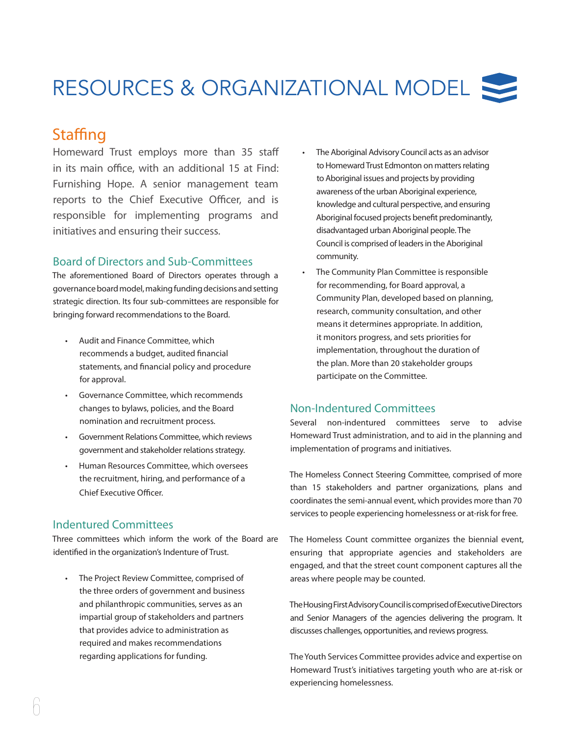# RESOURCES & ORGANIZATIONAL MODEL

## Staffing

Homeward Trust employs more than 35 staff in its main office, with an additional 15 at Find: Furnishing Hope. A senior management team reports to the Chief Executive Officer, and is responsible for implementing programs and initiatives and ensuring their success.

### Board of Directors and Sub-Committees

The aforementioned Board of Directors operates through a governance board model, making funding decisions and setting strategic direction. Its four sub-committees are responsible for bringing forward recommendations to the Board.

- Audit and Finance Committee, which recommends a budget, audited financial statements, and financial policy and procedure for approval.
- Governance Committee, which recommends changes to bylaws, policies, and the Board nomination and recruitment process.
- Government Relations Committee, which reviews government and stakeholder relations strategy.
- Human Resources Committee, which oversees the recruitment, hiring, and performance of a Chief Executive Officer.

### Indentured Committees

Three committees which inform the work of the Board are identified in the organization's Indenture of Trust.

- The Project Review Committee, comprised of the three orders of government and business and philanthropic communities, serves as an impartial group of stakeholders and partners that provides advice to administration as required and makes recommendations regarding applications for funding.
- The Aboriginal Advisory Council acts as an advisor to Homeward Trust Edmonton on matters relating to Aboriginal issues and projects by providing awareness of the urban Aboriginal experience, knowledge and cultural perspective, and ensuring Aboriginal focused projects benefit predominantly, disadvantaged urban Aboriginal people. The Council is comprised of leaders in the Aboriginal community.
- The Community Plan Committee is responsible for recommending, for Board approval, a Community Plan, developed based on planning, research, community consultation, and other means it determines appropriate. In addition, it monitors progress, and sets priorities for implementation, throughout the duration of the plan. More than 20 stakeholder groups participate on the Committee.

### Non-Indentured Committees

Several non-indentured committees serve to advise Homeward Trust administration, and to aid in the planning and implementation of programs and initiatives.

The Homeless Connect Steering Committee, comprised of more than 15 stakeholders and partner organizations, plans and coordinates the semi-annual event, which provides more than 70 services to people experiencing homelessness or at-risk for free.

The Homeless Count committee organizes the biennial event, ensuring that appropriate agencies and stakeholders are engaged, and that the street count component captures all the areas where people may be counted.

The Housing First Advisory Council is comprised of Executive Directors and Senior Managers of the agencies delivering the program. It discusses challenges, opportunities, and reviews progress.

The Youth Services Committee provides advice and expertise on Homeward Trust's initiatives targeting youth who are at-risk or experiencing homelessness.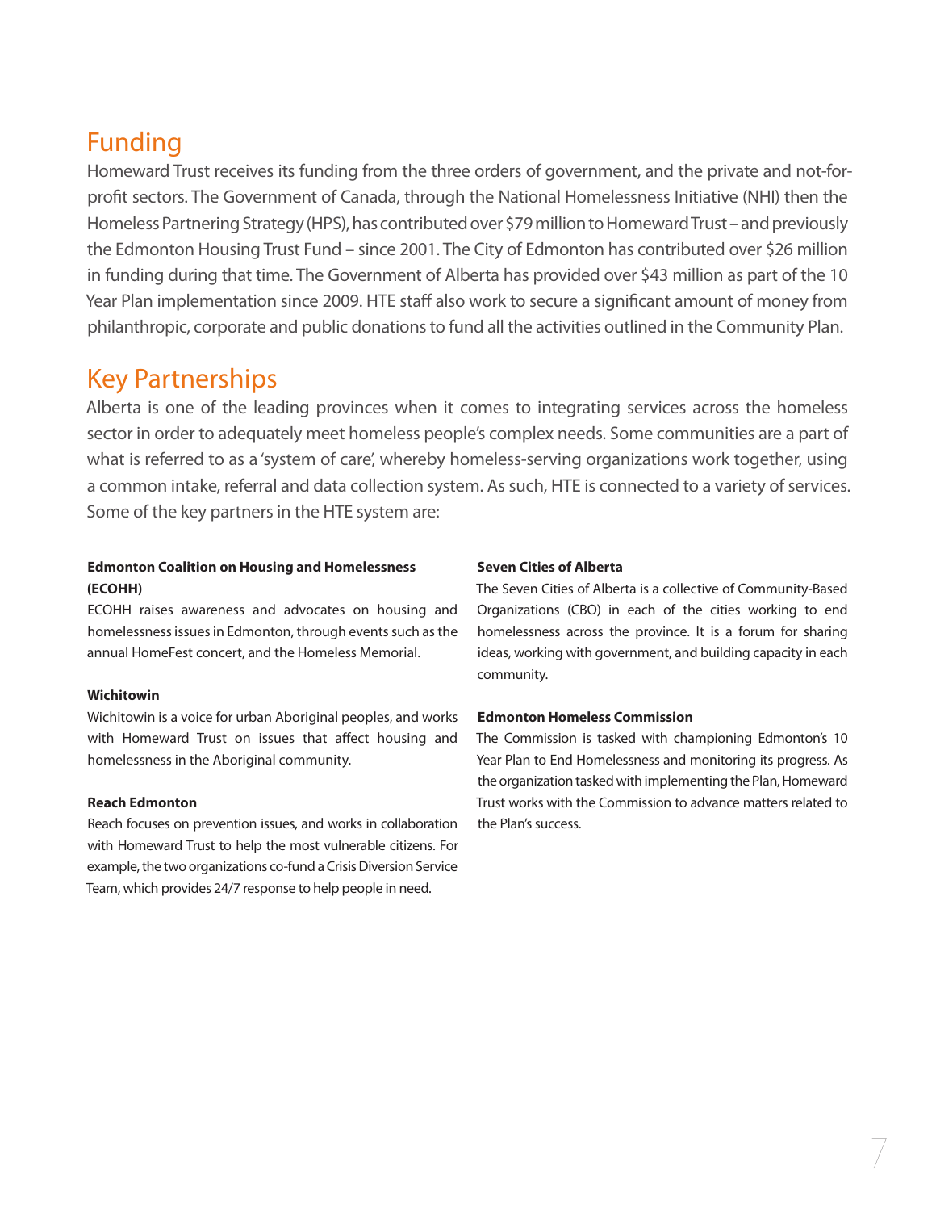## Funding

Homeward Trust receives its funding from the three orders of government, and the private and not-for-profit sectors. The Government of Canada, through the National Homelessness Initiative (NHI) then the Homeless Partnering Strategy (HPS), has contributed over $79 million to Homeward Trust – and previously the Edmonton Housing Trust Fund – since 2001. The City of Edmonton has contributed over $26 million in funding during that time. The Government of Alberta has provided over $43 million as part of the 10 Year Plan implementation since 2009. HTE staff also work to secure a significant amount of money from philanthropic, corporate and public donations to fund all the activities outlined in the Community Plan.

## Key Partnerships

Alberta is one of the leading provinces when it comes to integrating services across the homeless sector in order to adequately meet homeless people's complex needs. Some communities are a part of what is referred to as a 'system of care', whereby homeless-serving organizations work together, using a common intake, referral and data collection system. As such, HTE is connected to a variety of services. Some of the key partners in the HTE system are:

**Edmonton Coalition on Housing and Homelessness (ECOHH)**

ECOHH raises awareness and advocates on housing and homelessness issues in Edmonton, through events such as the annual HomeFest concert, and the Homeless Memorial.

**Wichitowin**

Wichitowin is a voice for urban Aboriginal peoples, and works with Homeward Trust on issues that affect housing and homelessness in the Aboriginal community.

**Reach Edmonton**

Reach focuses on prevention issues, and works in collaboration with Homeward Trust to help the most vulnerable citizens. For example, the two organizations co-fund a Crisis Diversion Service Team, which provides 24/7 response to help people in need.

**Seven Cities of Alberta**

The Seven Cities of Alberta is a collective of Community-Based Organizations (CBO) in each of the cities working to end homelessness across the province. It is a forum for sharing ideas, working with government, and building capacity in each community.

**Edmonton Homeless Commission**

The Commission is tasked with championing Edmonton's 10 Year Plan to End Homelessness and monitoring its progress. As the organization tasked with implementing the Plan, Homeward Trust works with the Commission to advance matters related to the Plan's success.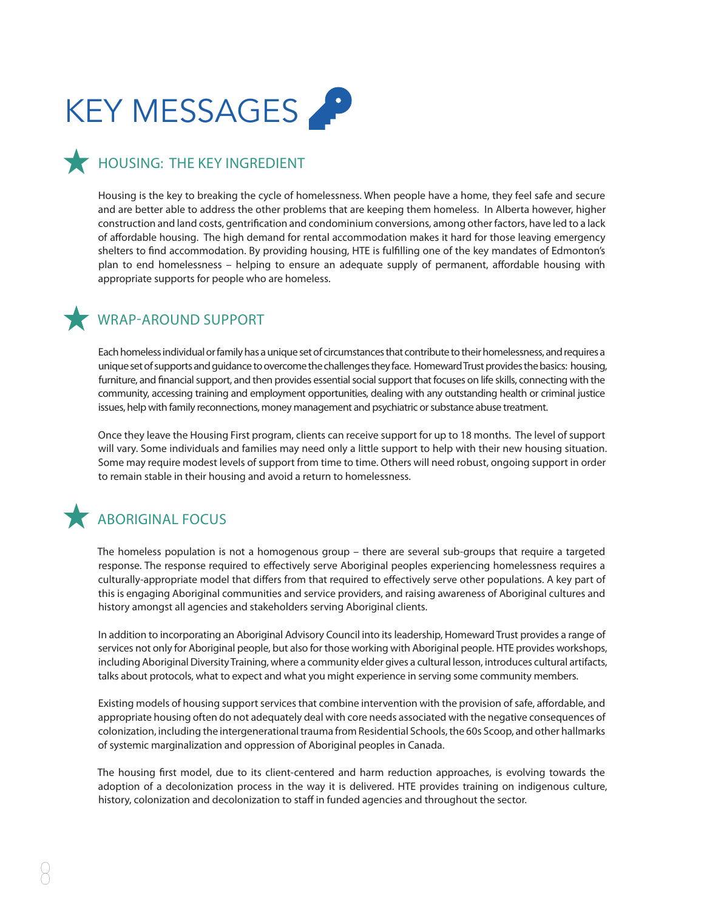# KEY MESSAGES

## HOUSING: THE KEY INGREDIENT

Housing is the key to breaking the cycle of homelessness. When people have a home, they feel safe and secure and are better able to address the other problems that are keeping them homeless. In Alberta however, higher construction and land costs, gentrification and condominium conversions, among other factors, have led to a lack of affordable housing. The high demand for rental accommodation makes it hard for those leaving emergency shelters to find accommodation. By providing housing, HTE is fulfilling one of the key mandates of Edmonton's plan to end homelessness – helping to ensure an adequate supply of permanent, affordable housing with appropriate supports for people who are homeless.

## WRAP-AROUND SUPPORT

Each homeless individual or family has a unique set of circumstances that contribute to their homelessness, and requires a unique set of supports and guidance to overcome the challenges they face. Homeward Trust provides the basics: housing, furniture, and financial support, and then provides essential social support that focuses on life skills, connecting with the community, accessing training and employment opportunities, dealing with any outstanding health or criminal justice issues, help with family reconnections, money management and psychiatric or substance abuse treatment.

Once they leave the Housing First program, clients can receive support for up to 18 months. The level of support will vary. Some individuals and families may need only a little support to help with their new housing situation. Some may require modest levels of support from time to time. Others will need robust, ongoing support in order to remain stable in their housing and avoid a return to homelessness.

## ABORIGINAL FOCUS

The homeless population is not a homogenous group – there are several sub-groups that require a targeted response. The response required to effectively serve Aboriginal peoples experiencing homelessness requires a culturally-appropriate model that differs from that required to effectively serve other populations. A key part of this is engaging Aboriginal communities and service providers, and raising awareness of Aboriginal cultures and history amongst all agencies and stakeholders serving Aboriginal clients.

In addition to incorporating an Aboriginal Advisory Council into its leadership, Homeward Trust provides a range of services not only for Aboriginal people, but also for those working with Aboriginal people. HTE provides workshops, including Aboriginal Diversity Training, where a community elder gives a cultural lesson, introduces cultural artifacts, talks about protocols, what to expect and what you might experience in serving some community members.

Existing models of housing support services that combine intervention with the provision of safe, affordable, and appropriate housing often do not adequately deal with core needs associated with the negative consequences of colonization, including the intergenerational trauma from Residential Schools, the 60s Scoop, and other hallmarks of systemic marginalization and oppression of Aboriginal peoples in Canada.

The housing first model, due to its client-centered and harm reduction approaches, is evolving towards the adoption of a decolonization process in the way it is delivered. HTE provides training on indigenous culture, history, colonization and decolonization to staff in funded agencies and throughout the sector.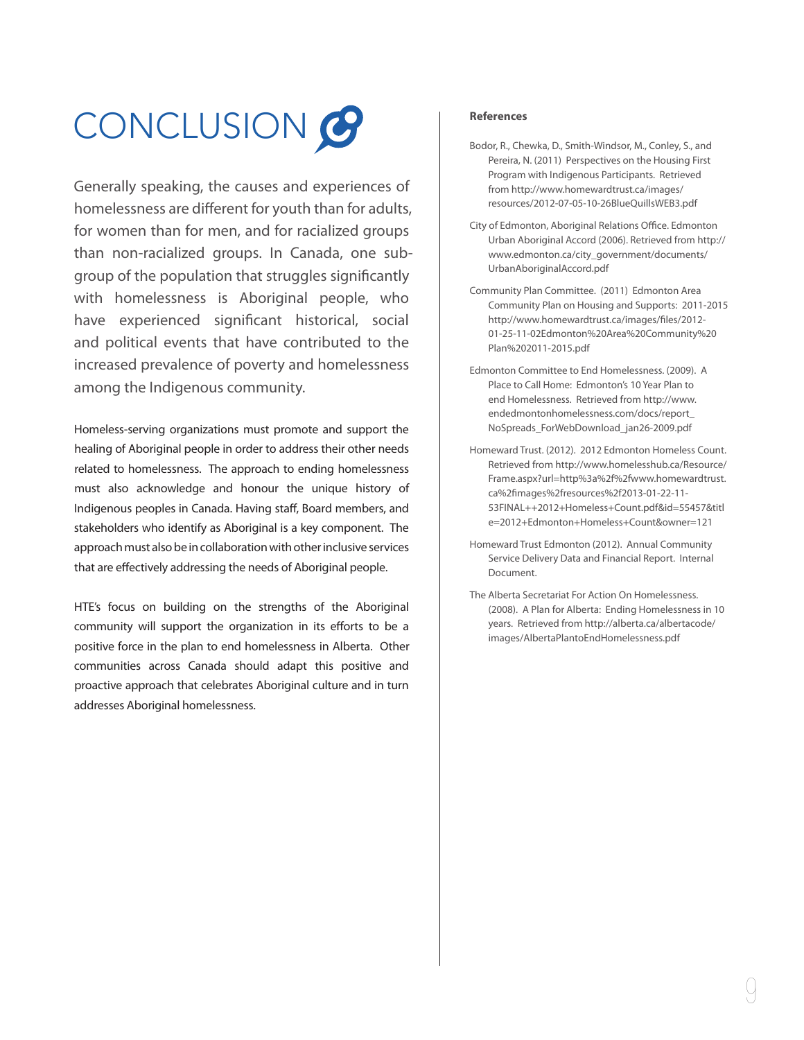# CONCLUSION

Generally speaking, the causes and experiences of homelessness are different for youth than for adults, for women than for men, and for racialized groups than non-racialized groups. In Canada, one sub-group of the population that struggles significantly with homelessness is Aboriginal people, who have experienced significant historical, social and political events that have contributed to the increased prevalence of poverty and homelessness among the Indigenous community.

Homeless-serving organizations must promote and support the healing of Aboriginal people in order to address their other needs related to homelessness. The approach to ending homelessness must also acknowledge and honour the unique history of Indigenous peoples in Canada. Having staff, Board members, and stakeholders who identify as Aboriginal is a key component. The approach must also be in collaboration with other inclusive services that are effectively addressing the needs of Aboriginal people.

HTE's focus on building on the strengths of the Aboriginal community will support the organization in its efforts to be a positive force in the plan to end homelessness in Alberta. Other communities across Canada should adapt this positive and proactive approach that celebrates Aboriginal culture and in turn addresses Aboriginal homelessness.

**References**

Bodor, R., Chewka, D., Smith-Windsor, M., Conley, S., and Pereira, N. (2011) Perspectives on the Housing First Program with Indigenous Participants. Retrieved from http://www.homewardtrust.ca/images/resources/2012-07-05-10-26BlueQuillsWEB3.pdf

City of Edmonton, Aboriginal Relations Office. Edmonton Urban Aboriginal Accord (2006). Retrieved from http://www.edmonton.ca/city_government/documents/UrbanAboriginalAccord.pdf

Community Plan Committee. (2011) Edmonton Area Community Plan on Housing and Supports: 2011-2015 http://www.homewardtrust.ca/images/files/2012-01-25-11-02Edmonton%20Area%20Community%20Plan%202011-2015.pdf

Edmonton Committee to End Homelessness. (2009). A Place to Call Home: Edmonton's 10 Year Plan to end Homelessness. Retrieved from http://www.endedmontonhomelessness.com/docs/report_NoSpreads_ForWebDownload_jan26-2009.pdf

Homeward Trust. (2012). 2012 Edmonton Homeless Count. Retrieved from http://www.homelesshub.ca/Resource/Frame.aspx?url=http%3a%2f%2fwww.homewardtrust.ca%2fimages%2fresources%2f2013-01-22-11-53FINAL++2012+Homeless+Count.pdf&id=55457&title=2012+Edmonton+Homeless+Count&owner=121

Homeward Trust Edmonton (2012). Annual Community Service Delivery Data and Financial Report. Internal Document.

The Alberta Secretariat For Action On Homelessness. (2008). A Plan for Alberta: Ending Homelessness in 10 years. Retrieved from http://alberta.ca/albertacode/images/AlbertaPlantoEndHomelessness.pdf